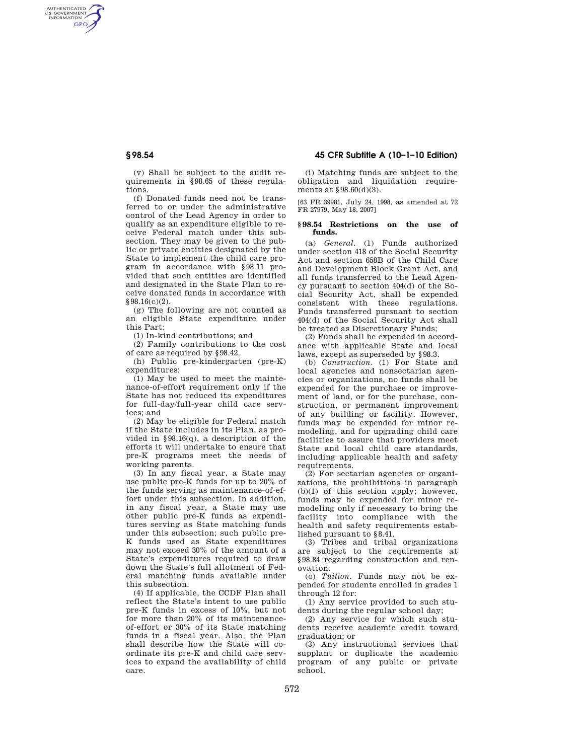(v) Shall be subject to the audit requirements in §98.65 of these regulations.

(f) Donated funds need not be transferred to or under the administrative control of the Lead Agency in order to qualify as an expenditure eligible to receive Federal match under this subsection. They may be given to the public or private entities designated by the State to implement the child care program in accordance with §98.11 provided that such entities are identified and designated in the State Plan to receive donated funds in accordance with §98.16(c)(2).

(g) The following are not counted as an eligible State expenditure under this Part:

(1) In-kind contributions; and

(2) Family contributions to the cost of care as required by §98.42.

(h) Public pre-kindergarten (pre-K) expenditures:

(1) May be used to meet the maintenance-of-effort requirement only if the State has not reduced its expenditures for full-day/full-year child care services; and

(2) May be eligible for Federal match if the State includes in its Plan, as provided in §98.16(q), a description of the efforts it will undertake to ensure that pre-K programs meet the needs of working parents.

(3) In any fiscal year, a State may use public pre-K funds for up to 20% of the funds serving as maintenance-of-effort under this subsection. In addition, in any fiscal year, a State may use other public pre-K funds as expenditures serving as State matching funds under this subsection; such public pre-K funds used as State expenditures may not exceed 30% of the amount of a State's expenditures required to draw down the State's full allotment of Federal matching funds available under this subsection.

(4) If applicable, the CCDF Plan shall reflect the State's intent to use public pre-K funds in excess of 10%, but not for more than 20% of its maintenance-of-effort or 30% of its State matching funds in a fiscal year. Also, the Plan shall describe how the State will coordinate its pre-K and child care services to expand the availability of child care.

(i) Matching funds are subject to the obligation and liquidation requirements at §98.60(d)(3).

[63 FR 39981, July 24, 1998, as amended at 72 FR 27979, May 18, 2007]

## §98.54 Restrictions on the use of funds.

(a) *General*. (1) Funds authorized under section 418 of the Social Security Act and section 658B of the Child Care and Development Block Grant Act, and all funds transferred to the Lead Agency pursuant to section 404(d) of the Social Security Act, shall be expended consistent with these regulations. Funds transferred pursuant to section 404(d) of the Social Security Act shall be treated as Discretionary Funds;

(2) Funds shall be expended in accordance with applicable State and local laws, except as superseded by §98.3.

(b) *Construction*. (1) For State and local agencies and nonsectarian agencies or organizations, no funds shall be expended for the purchase or improvement of land, or for the purchase, construction, or permanent improvement of any building or facility. However, funds may be expended for minor remodeling, and for upgrading child care facilities to assure that providers meet State and local child care standards, including applicable health and safety requirements.

(2) For sectarian agencies or organizations, the prohibitions in paragraph (b)(1) of this section apply; however, funds may be expended for minor remodeling only if necessary to bring the facility into compliance with the health and safety requirements established pursuant to §8.41.

(3) Tribes and tribal organizations are subject to the requirements at §98.84 regarding construction and renovation.

(c) *Tuition*. Funds may not be expended for students enrolled in grades 1 through 12 for:

(1) Any service provided to such students during the regular school day;

(2) Any service for which such students receive academic credit toward graduation; or

(3) Any instructional services that supplant or duplicate the academic program of any public or private school.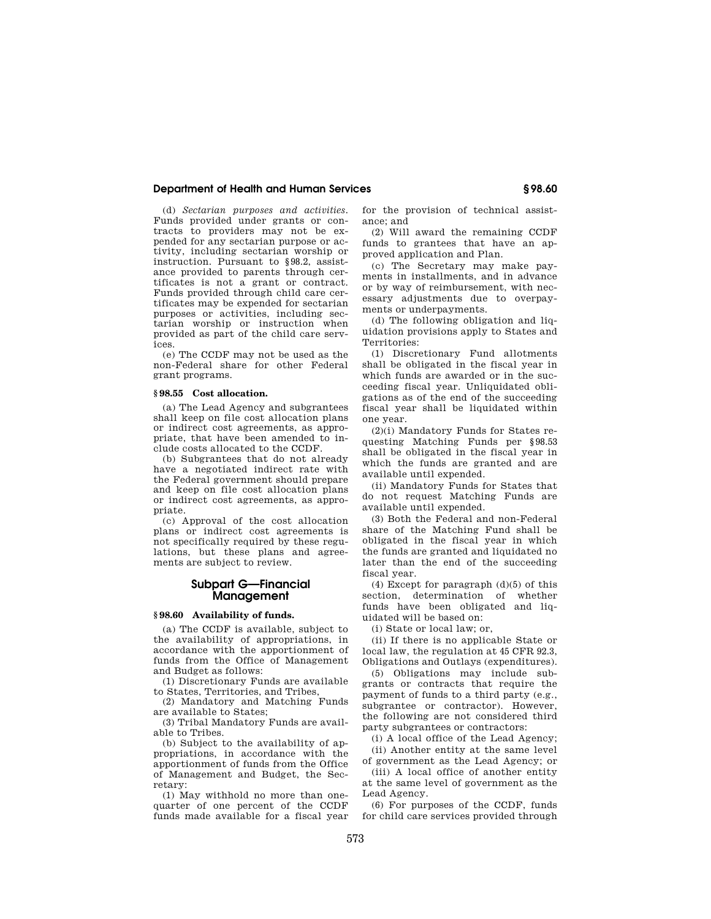(d) *Sectarian purposes and activities*. Funds provided under grants or contracts to providers may not be expended for any sectarian purpose or activity, including sectarian worship or instruction. Pursuant to §98.2, assistance provided to parents through certificates is not a grant or contract. Funds provided through child care certificates may be expended for sectarian purposes or activities, including sectarian worship or instruction when provided as part of the child care services.

(e) The CCDF may not be used as the non-Federal share for other Federal grant programs.

**§ 98.55 Cost allocation.**

(a) The Lead Agency and subgrantees shall keep on file cost allocation plans or indirect cost agreements, as appropriate, that have been amended to include costs allocated to the CCDF.

(b) Subgrantees that do not already have a negotiated indirect rate with the Federal government should prepare and keep on file cost allocation plans or indirect cost agreements, as appropriate.

(c) Approval of the cost allocation plans or indirect cost agreements is not specifically required by these regulations, but these plans and agreements are subject to review.

## Subpart G—Financial Management

**§ 98.60 Availability of funds.**

(a) The CCDF is available, subject to the availability of appropriations, in accordance with the apportionment of funds from the Office of Management and Budget as follows:

(1) Discretionary Funds are available to States, Territories, and Tribes,

(2) Mandatory and Matching Funds are available to States;

(3) Tribal Mandatory Funds are available to Tribes.

(b) Subject to the availability of appropriations, in accordance with the apportionment of funds from the Office of Management and Budget, the Secretary:

(1) May withhold no more than one-quarter of one percent of the CCDF funds made available for a fiscal year for the provision of technical assistance; and

(2) Will award the remaining CCDF funds to grantees that have an approved application and Plan.

(c) The Secretary may make payments in installments, and in advance or by way of reimbursement, with necessary adjustments due to overpayments or underpayments.

(d) The following obligation and liquidation provisions apply to States and Territories:

(1) Discretionary Fund allotments shall be obligated in the fiscal year in which funds are awarded or in the succeeding fiscal year. Unliquidated obligations as of the end of the succeeding fiscal year shall be liquidated within one year.

(2)(i) Mandatory Funds for States requesting Matching Funds per §98.53 shall be obligated in the fiscal year in which the funds are granted and are available until expended.

(ii) Mandatory Funds for States that do not request Matching Funds are available until expended.

(3) Both the Federal and non-Federal share of the Matching Fund shall be obligated in the fiscal year in which the funds are granted and liquidated no later than the end of the succeeding fiscal year.

(4) Except for paragraph (d)(5) of this section, determination of whether funds have been obligated and liquidated will be based on:

(i) State or local law; or,

(ii) If there is no applicable State or local law, the regulation at 45 CFR 92.3, Obligations and Outlays (expenditures).

(5) Obligations may include subgrants or contracts that require the payment of funds to a third party (e.g., subgrantee or contractor). However, the following are not considered third party subgrantees or contractors:

(i) A local office of the Lead Agency;

(ii) Another entity at the same level of government as the Lead Agency; or

(iii) A local office of another entity at the same level of government as the Lead Agency.

(6) For purposes of the CCDF, funds for child care services provided through